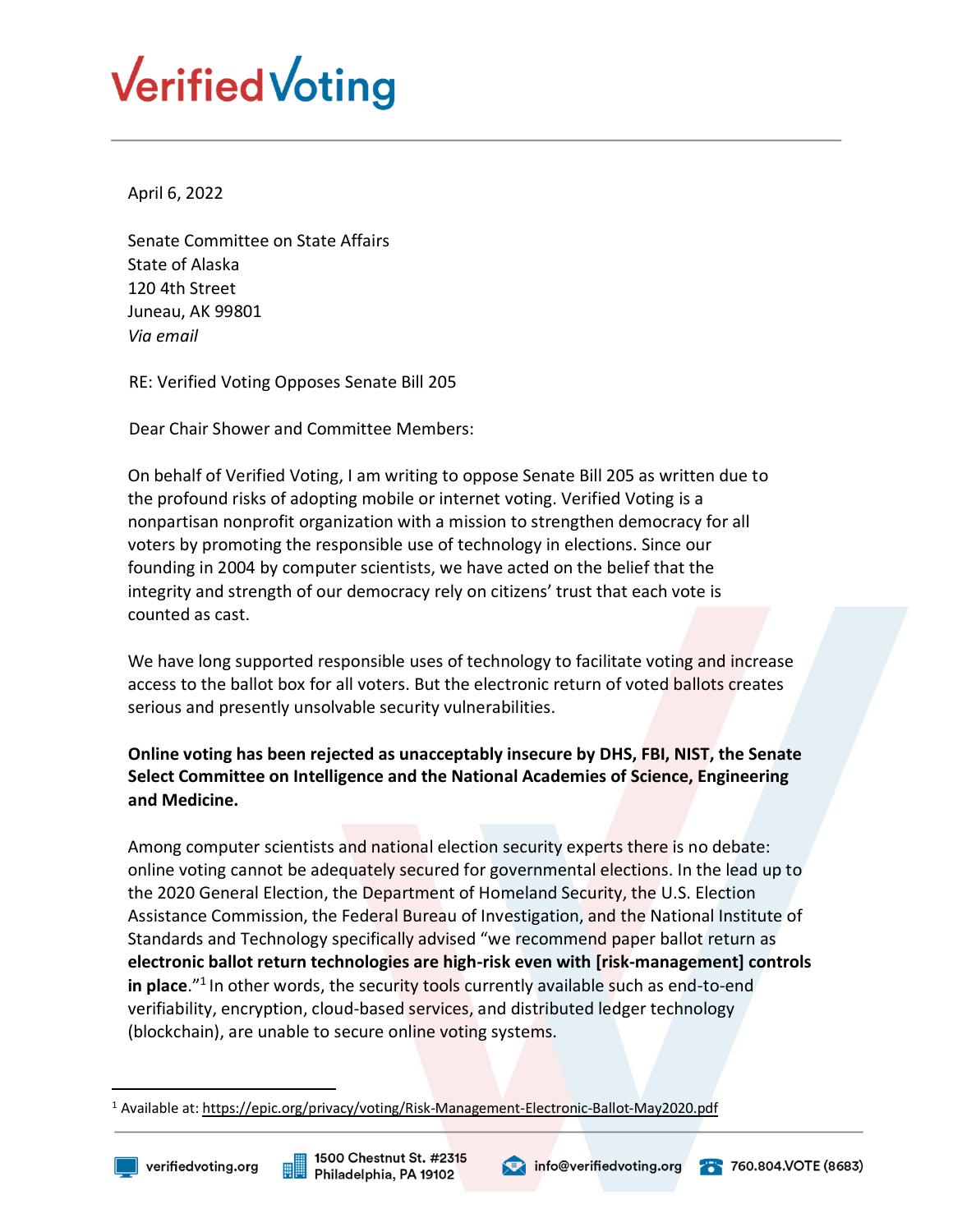# Verified Voting

April 6, 2022

Senate Committee on State Affairs
State of Alaska
120 4th Street
Juneau, AK 99801
*Via email*

RE: Verified Voting Opposes Senate Bill 205

Dear Chair Shower and Committee Members:

On behalf of Verified Voting, I am writing to oppose Senate Bill 205 as written due to the profound risks of adopting mobile or internet voting. Verified Voting is a nonpartisan nonprofit organization with a mission to strengthen democracy for all voters by promoting the responsible use of technology in elections. Since our founding in 2004 by computer scientists, we have acted on the belief that the integrity and strength of our democracy rely on citizens' trust that each vote is counted as cast.

We have long supported responsible uses of technology to facilitate voting and increase access to the ballot box for all voters. But the electronic return of voted ballots creates serious and presently unsolvable security vulnerabilities.

**Online voting has been rejected as unacceptably insecure by DHS, FBI, NIST, the Senate Select Committee on Intelligence and the National Academies of Science, Engineering and Medicine.**

Among computer scientists and national election security experts there is no debate: online voting cannot be adequately secured for governmental elections. In the lead up to the 2020 General Election, the Department of Homeland Security, the U.S. Election Assistance Commission, the Federal Bureau of Investigation, and the National Institute of Standards and Technology specifically advised "we recommend paper ballot return as **electronic ballot return technologies are high-risk even with [risk-management] controls in place**."[1] In other words, the security tools currently available such as end-to-end verifiability, encryption, cloud-based services, and distributed ledger technology (blockchain), are unable to secure online voting systems.

---

[1] Available at: https://epic.org/privacy/voting/Risk-Management-Electronic-Ballot-May2020.pdf

verifiedvoting.org | 1500 Chestnut St. #2315 Philadelphia, PA 19102 | info@verifiedvoting.org | 760.804.VOTE (8683)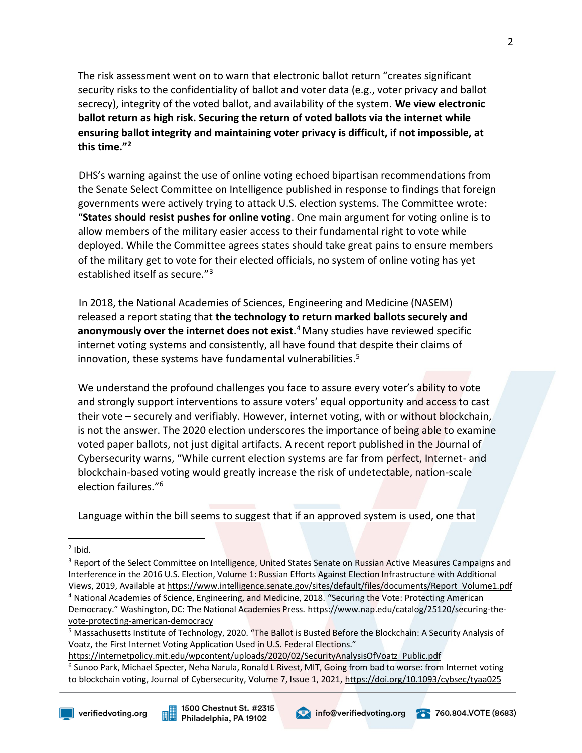The risk assessment went on to warn that electronic ballot return "creates significant security risks to the confidentiality of ballot and voter data (e.g., voter privacy and ballot secrecy), integrity of the voted ballot, and availability of the system. **We view electronic ballot return as high risk. Securing the return of voted ballots via the internet while ensuring ballot integrity and maintaining voter privacy is difficult, if not impossible, at this time."[2]**

DHS's warning against the use of online voting echoed bipartisan recommendations from the Senate Select Committee on Intelligence published in response to findings that foreign governments were actively trying to attack U.S. election systems. The Committee wrote: "**States should resist pushes for online voting**. One main argument for voting online is to allow members of the military easier access to their fundamental right to vote while deployed. While the Committee agrees states should take great pains to ensure members of the military get to vote for their elected officials, no system of online voting has yet established itself as secure."[3]

In 2018, the National Academies of Sciences, Engineering and Medicine (NASEM) released a report stating that **the technology to return marked ballots securely and anonymously over the internet does not exist**.[4] Many studies have reviewed specific internet voting systems and consistently, all have found that despite their claims of innovation, these systems have fundamental vulnerabilities.[5]

We understand the profound challenges you face to assure every voter's ability to vote and strongly support interventions to assure voters' equal opportunity and access to cast their vote – securely and verifiably. However, internet voting, with or without blockchain, is not the answer. The 2020 election underscores the importance of being able to examine voted paper ballots, not just digital artifacts. A recent report published in the Journal of Cybersecurity warns, "While current election systems are far from perfect, Internet- and blockchain-based voting would greatly increase the risk of undetectable, nation-scale election failures."[6]

Language within the bill seems to suggest that if an approved system is used, one that

---

[2] Ibid.

[3] Report of the Select Committee on Intelligence, United States Senate on Russian Active Measures Campaigns and Interference in the 2016 U.S. Election, Volume 1: Russian Efforts Against Election Infrastructure with Additional Views, 2019, Available at https://www.intelligence.senate.gov/sites/default/files/documents/Report_Volume1.pdf

[4] National Academies of Science, Engineering, and Medicine, 2018. "Securing the Vote: Protecting American Democracy." Washington, DC: The National Academies Press. https://www.nap.edu/catalog/25120/securing-the-vote-protecting-american-democracy

[5] Massachusetts Institute of Technology, 2020. "The Ballot is Busted Before the Blockchain: A Security Analysis of Voatz, the First Internet Voting Application Used in U.S. Federal Elections." https://internetpolicy.mit.edu/wpcontent/uploads/2020/02/SecurityAnalysisOfVoatz_Public.pdf

[6] Sunoo Park, Michael Specter, Neha Narula, Ronald L Rivest, MIT, Going from bad to worse: from Internet voting to blockchain voting, Journal of Cybersecurity, Volume 7, Issue 1, 2021, https://doi.org/10.1093/cybsec/tyaa025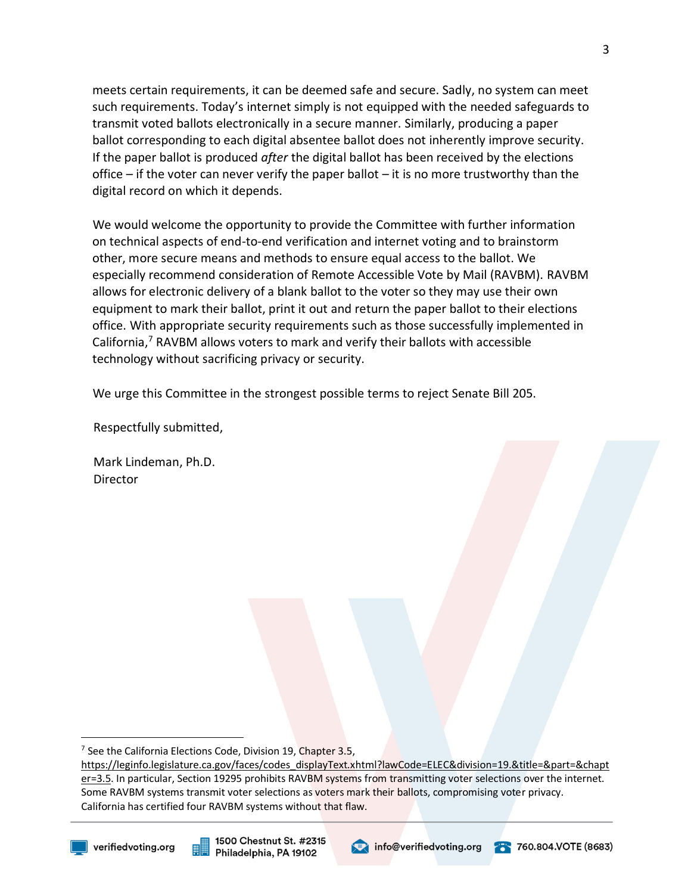meets certain requirements, it can be deemed safe and secure. Sadly, no system can meet such requirements. Today's internet simply is not equipped with the needed safeguards to transmit voted ballots electronically in a secure manner. Similarly, producing a paper ballot corresponding to each digital absentee ballot does not inherently improve security. If the paper ballot is produced *after* the digital ballot has been received by the elections office – if the voter can never verify the paper ballot – it is no more trustworthy than the digital record on which it depends.

We would welcome the opportunity to provide the Committee with further information on technical aspects of end-to-end verification and internet voting and to brainstorm other, more secure means and methods to ensure equal access to the ballot. We especially recommend consideration of Remote Accessible Vote by Mail (RAVBM). RAVBM allows for electronic delivery of a blank ballot to the voter so they may use their own equipment to mark their ballot, print it out and return the paper ballot to their elections office. With appropriate security requirements such as those successfully implemented in California,[7] RAVBM allows voters to mark and verify their ballots with accessible technology without sacrificing privacy or security.

We urge this Committee in the strongest possible terms to reject Senate Bill 205.

Respectfully submitted,

Mark Lindeman, Ph.D.
Director

---

[7] See the California Elections Code, Division 19, Chapter 3.5, https://leginfo.legislature.ca.gov/faces/codes_displayText.xhtml?lawCode=ELEC&division=19.&title=&part=&chapter=3.5. In particular, Section 19295 prohibits RAVBM systems from transmitting voter selections over the internet. Some RAVBM systems transmit voter selections as voters mark their ballots, compromising voter privacy. California has certified four RAVBM systems without that flaw.

verifiedvoting.org | 1500 Chestnut St. #2315 Philadelphia, PA 19102 | info@verifiedvoting.org | 760.804.VOTE (8683)